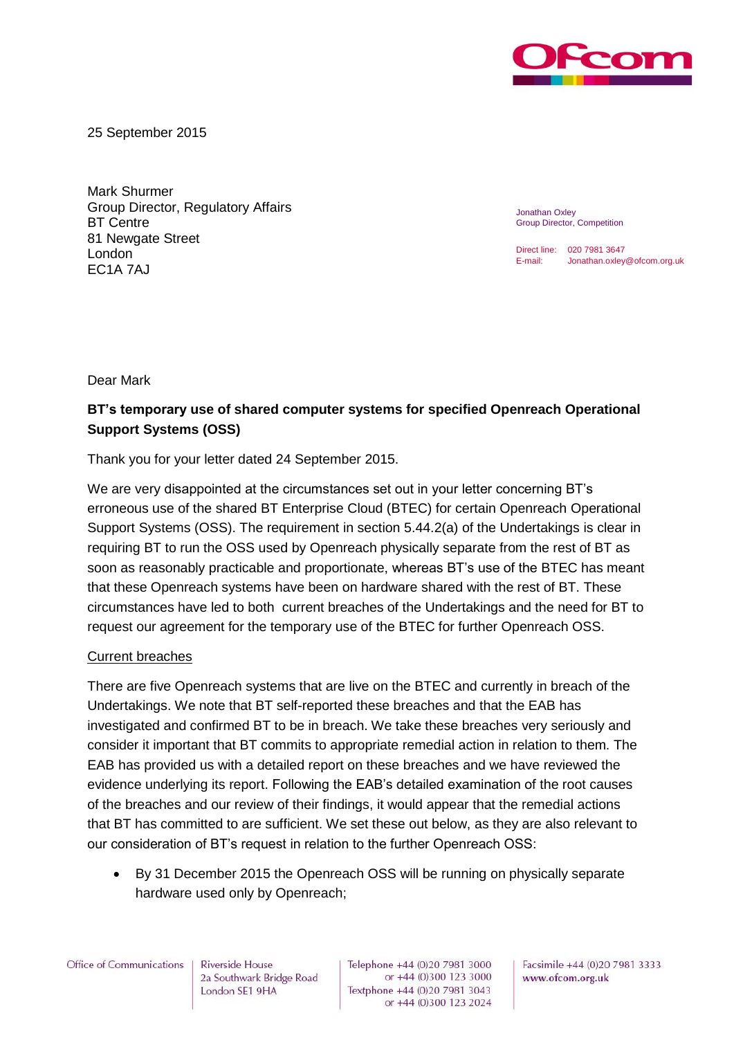25 September 2015

Mark Shurmer
Group Director, Regulatory Affairs
BT Centre
81 Newgate Street
London
EC1A 7AJ

Jonathan Oxley
Group Director, Competition

Direct line: 020 7981 3647
E-mail: Jonathan.oxley@ofcom.org.uk

Dear Mark

**BT's temporary use of shared computer systems for specified Openreach Operational Support Systems (OSS)**

Thank you for your letter dated 24 September 2015.

We are very disappointed at the circumstances set out in your letter concerning BT's erroneous use of the shared BT Enterprise Cloud (BTEC) for certain Openreach Operational Support Systems (OSS). The requirement in section 5.44.2(a) of the Undertakings is clear in requiring BT to run the OSS used by Openreach physically separate from the rest of BT as soon as reasonably practicable and proportionate, whereas BT's use of the BTEC has meant that these Openreach systems have been on hardware shared with the rest of BT. These circumstances have led to both current breaches of the Undertakings and the need for BT to request our agreement for the temporary use of the BTEC for further Openreach OSS.

Current breaches

There are five Openreach systems that are live on the BTEC and currently in breach of the Undertakings. We note that BT self-reported these breaches and that the EAB has investigated and confirmed BT to be in breach. We take these breaches very seriously and consider it important that BT commits to appropriate remedial action in relation to them. The EAB has provided us with a detailed report on these breaches and we have reviewed the evidence underlying its report. Following the EAB's detailed examination of the root causes of the breaches and our review of their findings, it would appear that the remedial actions that BT has committed to are sufficient. We set these out below, as they are also relevant to our consideration of BT's request in relation to the further Openreach OSS:

- By 31 December 2015 the Openreach OSS will be running on physically separate hardware used only by Openreach;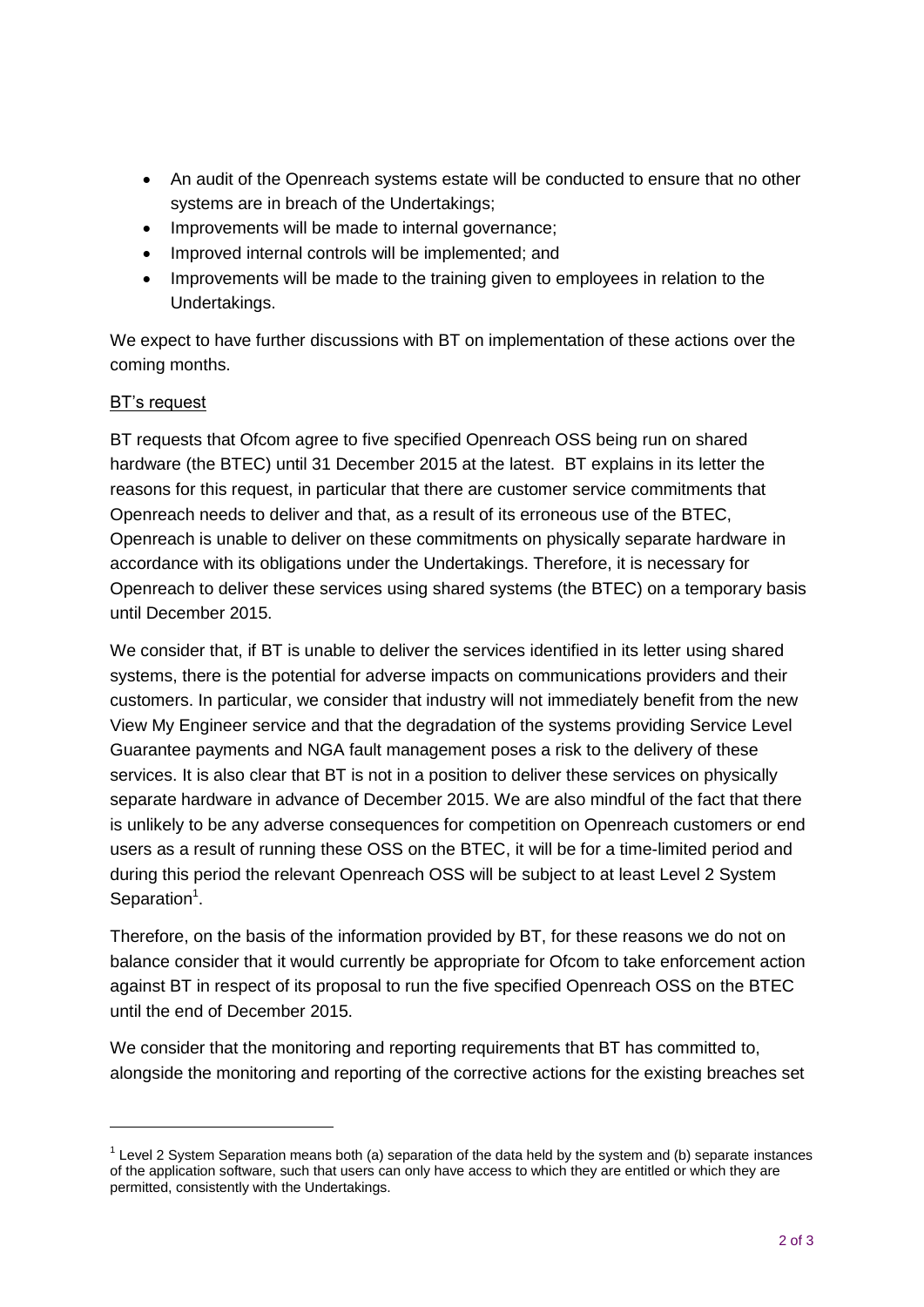- An audit of the Openreach systems estate will be conducted to ensure that no other systems are in breach of the Undertakings;
- Improvements will be made to internal governance;
- Improved internal controls will be implemented; and
- Improvements will be made to the training given to employees in relation to the Undertakings.

We expect to have further discussions with BT on implementation of these actions over the coming months.

BT's request

BT requests that Ofcom agree to five specified Openreach OSS being run on shared hardware (the BTEC) until 31 December 2015 at the latest. BT explains in its letter the reasons for this request, in particular that there are customer service commitments that Openreach needs to deliver and that, as a result of its erroneous use of the BTEC, Openreach is unable to deliver on these commitments on physically separate hardware in accordance with its obligations under the Undertakings. Therefore, it is necessary for Openreach to deliver these services using shared systems (the BTEC) on a temporary basis until December 2015.

We consider that, if BT is unable to deliver the services identified in its letter using shared systems, there is the potential for adverse impacts on communications providers and their customers. In particular, we consider that industry will not immediately benefit from the new View My Engineer service and that the degradation of the systems providing Service Level Guarantee payments and NGA fault management poses a risk to the delivery of these services. It is also clear that BT is not in a position to deliver these services on physically separate hardware in advance of December 2015. We are also mindful of the fact that there is unlikely to be any adverse consequences for competition on Openreach customers or end users as a result of running these OSS on the BTEC, it will be for a time-limited period and during this period the relevant Openreach OSS will be subject to at least Level 2 System Separation[1].

Therefore, on the basis of the information provided by BT, for these reasons we do not on balance consider that it would currently be appropriate for Ofcom to take enforcement action against BT in respect of its proposal to run the five specified Openreach OSS on the BTEC until the end of December 2015.

We consider that the monitoring and reporting requirements that BT has committed to, alongside the monitoring and reporting of the corrective actions for the existing breaches set

[1] Level 2 System Separation means both (a) separation of the data held by the system and (b) separate instances of the application software, such that users can only have access to which they are entitled or which they are permitted, consistently with the Undertakings.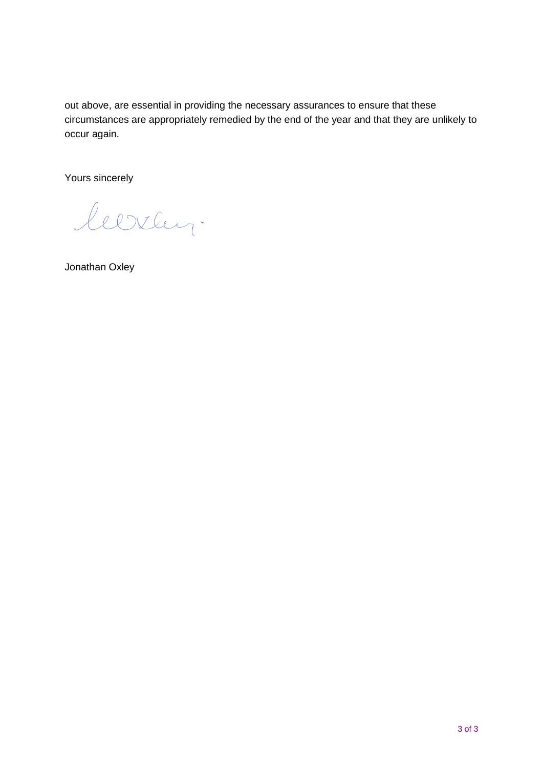out above, are essential in providing the necessary assurances to ensure that these circumstances are appropriately remedied by the end of the year and that they are unlikely to occur again.

Yours sincerely

Jonathan Oxley